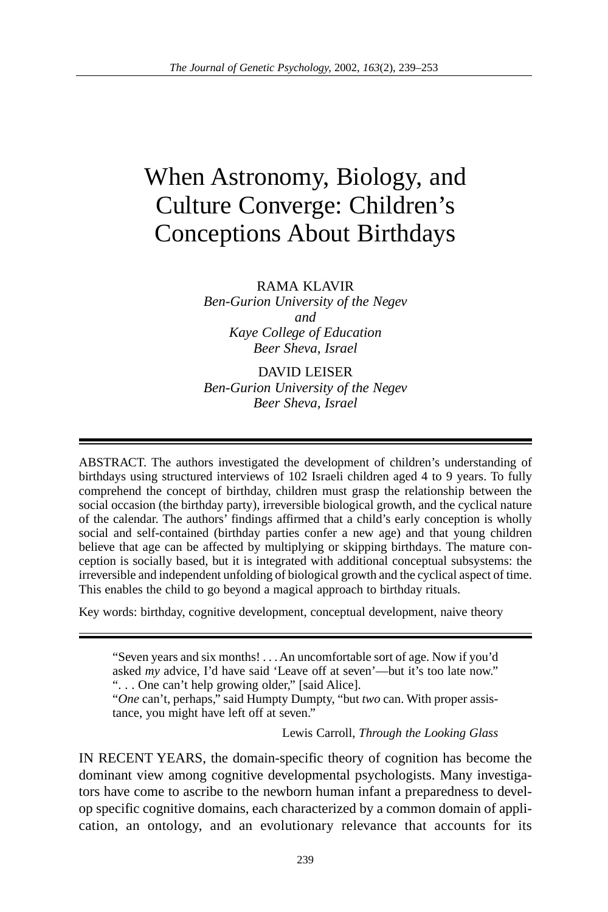# When Astronomy, Biology, and Culture Converge: Children's Conceptions About Birthdays

RAMA KLAVIR
*Ben-Gurion University of the Negev*
*and*
*Kaye College of Education*
*Beer Sheva, Israel*

DAVID LEISER
*Ben-Gurion University of the Negev*
*Beer Sheva, Israel*

---

ABSTRACT. The authors investigated the development of children's understanding of birthdays using structured interviews of 102 Israeli children aged 4 to 9 years. To fully comprehend the concept of birthday, children must grasp the relationship between the social occasion (the birthday party), irreversible biological growth, and the cyclical nature of the calendar. The authors' findings affirmed that a child's early conception is wholly social and self-contained (birthday parties confer a new age) and that young children believe that age can be affected by multiplying or skipping birthdays. The mature conception is socially based, but it is integrated with additional conceptual subsystems: the irreversible and independent unfolding of biological growth and the cyclical aspect of time. This enables the child to go beyond a magical approach to birthday rituals.

Key words: birthday, cognitive development, conceptual development, naive theory

---

> "Seven years and six months! . . . An uncomfortable sort of age. Now if you'd asked *my* advice, I'd have said 'Leave off at seven'—but it's too late now."
> ". . . One can't help growing older," [said Alice].
> "*One* can't, perhaps," said Humpty Dumpty, "but *two* can. With proper assistance, you might have left off at seven."
>
> Lewis Carroll, *Through the Looking Glass*

IN RECENT YEARS, the domain-specific theory of cognition has become the dominant view among cognitive developmental psychologists. Many investigators have come to ascribe to the newborn human infant a preparedness to develop specific cognitive domains, each characterized by a common domain of application, an ontology, and an evolutionary relevance that accounts for its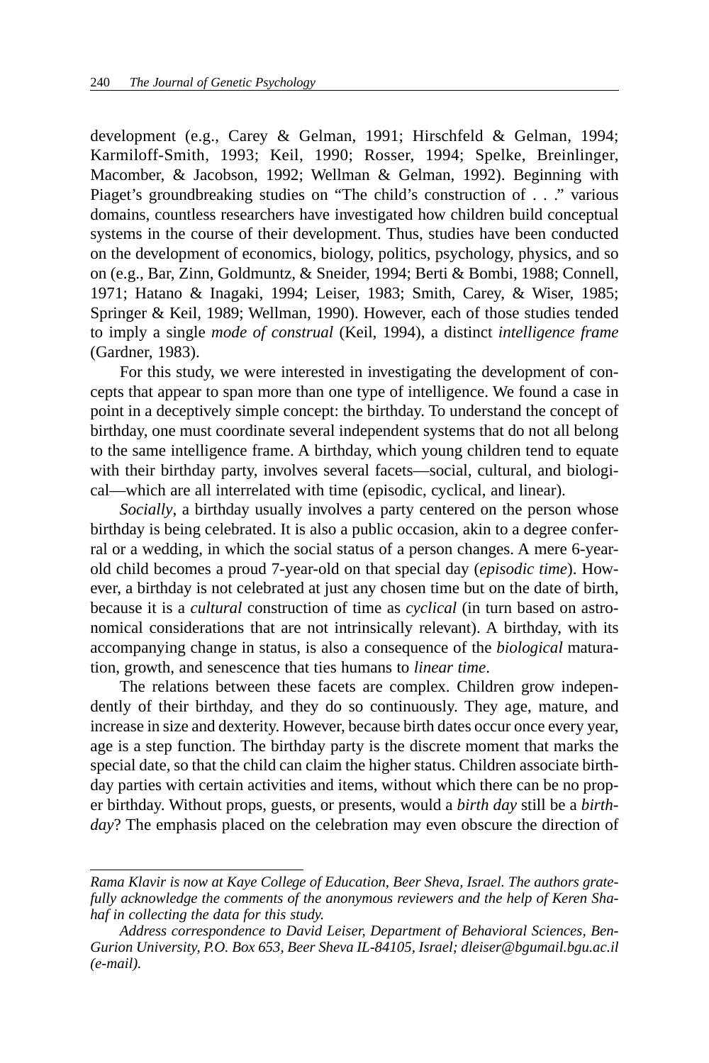development (e.g., Carey & Gelman, 1991; Hirschfeld & Gelman, 1994; Karmiloff-Smith, 1993; Keil, 1990; Rosser, 1994; Spelke, Breinlinger, Macomber, & Jacobson, 1992; Wellman & Gelman, 1992). Beginning with Piaget's groundbreaking studies on "The child's construction of . . ." various domains, countless researchers have investigated how children build conceptual systems in the course of their development. Thus, studies have been conducted on the development of economics, biology, politics, psychology, physics, and so on (e.g., Bar, Zinn, Goldmuntz, & Sneider, 1994; Berti & Bombi, 1988; Connell, 1971; Hatano & Inagaki, 1994; Leiser, 1983; Smith, Carey, & Wiser, 1985; Springer & Keil, 1989; Wellman, 1990). However, each of those studies tended to imply a single *mode of construal* (Keil, 1994), a distinct *intelligence frame* (Gardner, 1983).

For this study, we were interested in investigating the development of concepts that appear to span more than one type of intelligence. We found a case in point in a deceptively simple concept: the birthday. To understand the concept of birthday, one must coordinate several independent systems that do not all belong to the same intelligence frame. A birthday, which young children tend to equate with their birthday party, involves several facets—social, cultural, and biological—which are all interrelated with time (episodic, cyclical, and linear).

*Socially*, a birthday usually involves a party centered on the person whose birthday is being celebrated. It is also a public occasion, akin to a degree conferral or a wedding, in which the social status of a person changes. A mere 6-year-old child becomes a proud 7-year-old on that special day (*episodic time*). However, a birthday is not celebrated at just any chosen time but on the date of birth, because it is a *cultural* construction of time as *cyclical* (in turn based on astronomical considerations that are not intrinsically relevant). A birthday, with its accompanying change in status, is also a consequence of the *biological* maturation, growth, and senescence that ties humans to *linear time*.

The relations between these facets are complex. Children grow independently of their birthday, and they do so continuously. They age, mature, and increase in size and dexterity. However, because birth dates occur once every year, age is a step function. The birthday party is the discrete moment that marks the special date, so that the child can claim the higher status. Children associate birthday parties with certain activities and items, without which there can be no proper birthday. Without props, guests, or presents, would a *birth day* still be a *birthday*? The emphasis placed on the celebration may even obscure the direction of

---

*Rama Klavir is now at Kaye College of Education, Beer Sheva, Israel. The authors gratefully acknowledge the comments of the anonymous reviewers and the help of Keren Shahaf in collecting the data for this study.*

*Address correspondence to David Leiser, Department of Behavioral Sciences, Ben-Gurion University, P.O. Box 653, Beer Sheva IL-84105, Israel; dleiser@bgumail.bgu.ac.il (e-mail).*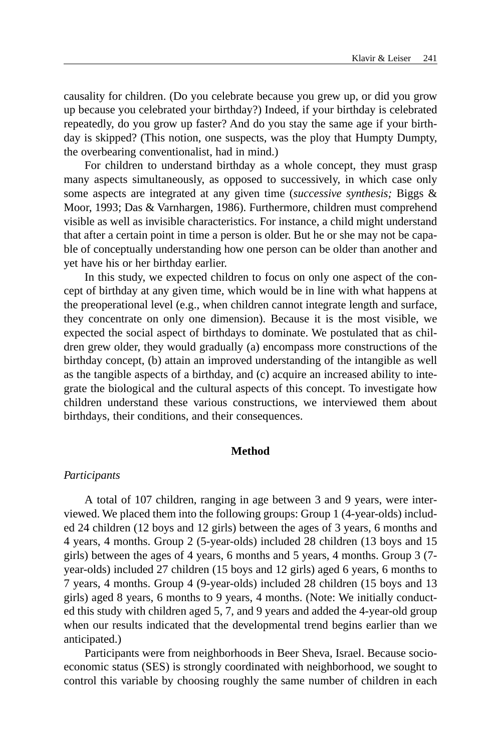causality for children. (Do you celebrate because you grew up, or did you grow up because you celebrated your birthday?) Indeed, if your birthday is celebrated repeatedly, do you grow up faster? And do you stay the same age if your birthday is skipped? (This notion, one suspects, was the ploy that Humpty Dumpty, the overbearing conventionalist, had in mind.)

For children to understand birthday as a whole concept, they must grasp many aspects simultaneously, as opposed to successively, in which case only some aspects are integrated at any given time (*successive synthesis;* Biggs & Moor, 1993; Das & Varnhargen, 1986). Furthermore, children must comprehend visible as well as invisible characteristics. For instance, a child might understand that after a certain point in time a person is older. But he or she may not be capable of conceptually understanding how one person can be older than another and yet have his or her birthday earlier.

In this study, we expected children to focus on only one aspect of the concept of birthday at any given time, which would be in line with what happens at the preoperational level (e.g., when children cannot integrate length and surface, they concentrate on only one dimension). Because it is the most visible, we expected the social aspect of birthdays to dominate. We postulated that as children grew older, they would gradually (a) encompass more constructions of the birthday concept, (b) attain an improved understanding of the intangible as well as the tangible aspects of a birthday, and (c) acquire an increased ability to integrate the biological and the cultural aspects of this concept. To investigate how children understand these various constructions, we interviewed them about birthdays, their conditions, and their consequences.

## Method

### *Participants*

A total of 107 children, ranging in age between 3 and 9 years, were interviewed. We placed them into the following groups: Group 1 (4-year-olds) included 24 children (12 boys and 12 girls) between the ages of 3 years, 6 months and 4 years, 4 months. Group 2 (5-year-olds) included 28 children (13 boys and 15 girls) between the ages of 4 years, 6 months and 5 years, 4 months. Group 3 (7-year-olds) included 27 children (15 boys and 12 girls) aged 6 years, 6 months to 7 years, 4 months. Group 4 (9-year-olds) included 28 children (15 boys and 13 girls) aged 8 years, 6 months to 9 years, 4 months. (Note: We initially conducted this study with children aged 5, 7, and 9 years and added the 4-year-old group when our results indicated that the developmental trend begins earlier than we anticipated.)

Participants were from neighborhoods in Beer Sheva, Israel. Because socioeconomic status (SES) is strongly coordinated with neighborhood, we sought to control this variable by choosing roughly the same number of children in each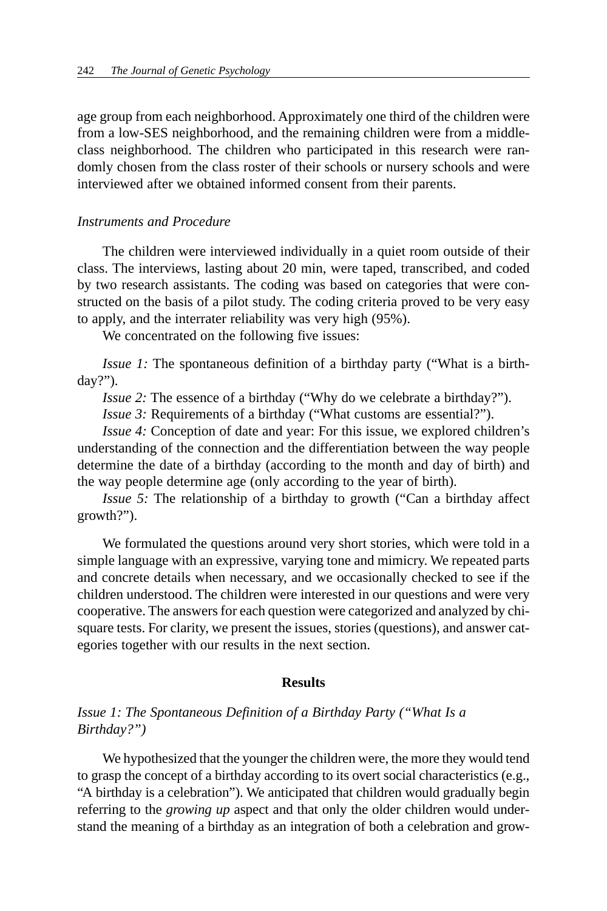age group from each neighborhood. Approximately one third of the children were from a low-SES neighborhood, and the remaining children were from a middle-class neighborhood. The children who participated in this research were randomly chosen from the class roster of their schools or nursery schools and were interviewed after we obtained informed consent from their parents.

### *Instruments and Procedure*

The children were interviewed individually in a quiet room outside of their class. The interviews, lasting about 20 min, were taped, transcribed, and coded by two research assistants. The coding was based on categories that were constructed on the basis of a pilot study. The coding criteria proved to be very easy to apply, and the interrater reliability was very high (95%).

We concentrated on the following five issues:

*Issue 1:* The spontaneous definition of a birthday party ("What is a birthday?").

*Issue 2:* The essence of a birthday ("Why do we celebrate a birthday?").

*Issue 3:* Requirements of a birthday ("What customs are essential?").

*Issue 4:* Conception of date and year: For this issue, we explored children's understanding of the connection and the differentiation between the way people determine the date of a birthday (according to the month and day of birth) and the way people determine age (only according to the year of birth).

*Issue 5:* The relationship of a birthday to growth ("Can a birthday affect growth?").

We formulated the questions around very short stories, which were told in a simple language with an expressive, varying tone and mimicry. We repeated parts and concrete details when necessary, and we occasionally checked to see if the children understood. The children were interested in our questions and were very cooperative. The answers for each question were categorized and analyzed by chi-square tests. For clarity, we present the issues, stories (questions), and answer categories together with our results in the next section.

## Results

### *Issue 1: The Spontaneous Definition of a Birthday Party ("What Is a Birthday?")*

We hypothesized that the younger the children were, the more they would tend to grasp the concept of a birthday according to its overt social characteristics (e.g., "A birthday is a celebration"). We anticipated that children would gradually begin referring to the *growing up* aspect and that only the older children would understand the meaning of a birthday as an integration of both a celebration and grow-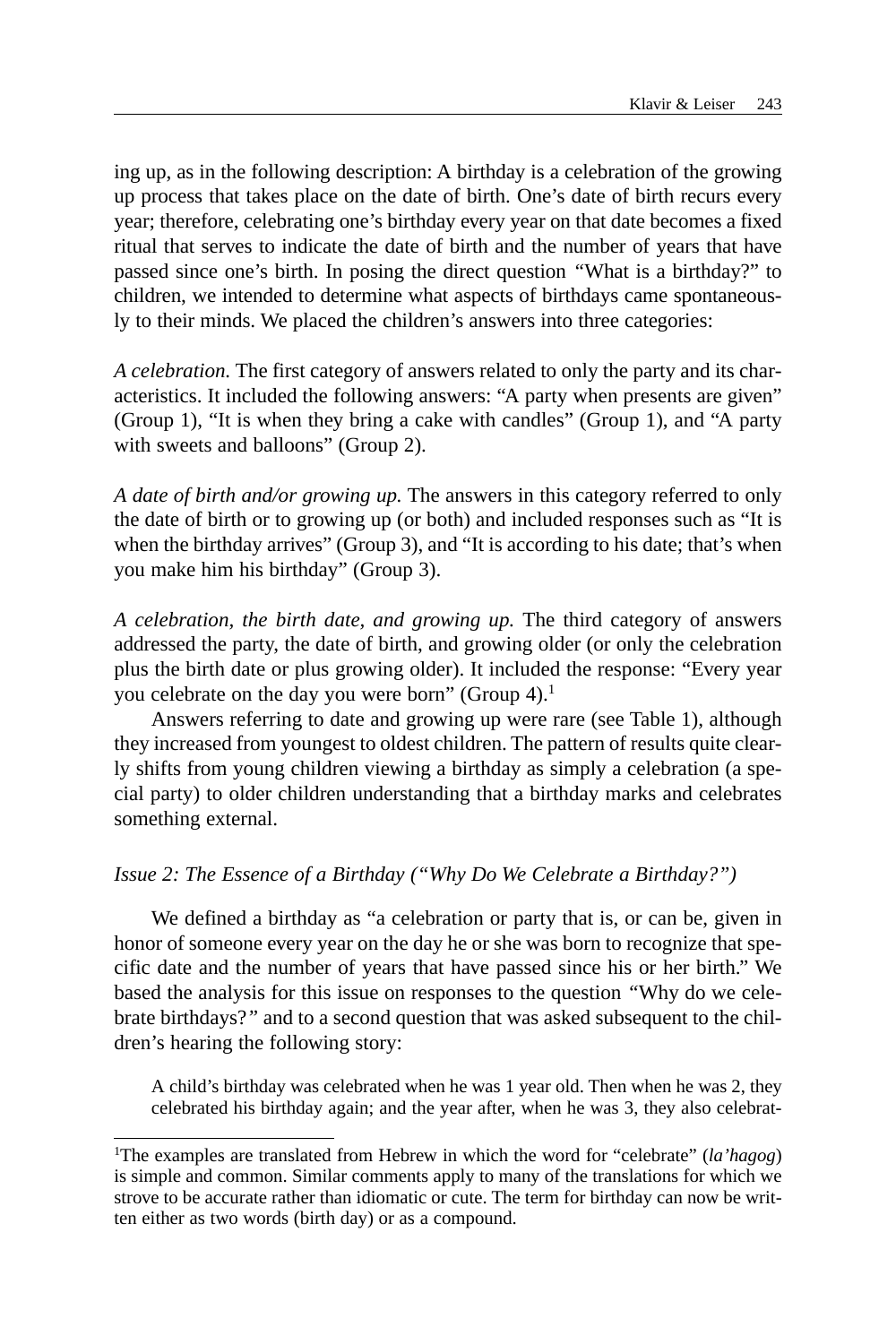ing up, as in the following description: A birthday is a celebration of the growing up process that takes place on the date of birth. One's date of birth recurs every year; therefore, celebrating one's birthday every year on that date becomes a fixed ritual that serves to indicate the date of birth and the number of years that have passed since one's birth. In posing the direct question "What is a birthday?" to children, we intended to determine what aspects of birthdays came spontaneously to their minds. We placed the children's answers into three categories:

*A celebration.* The first category of answers related to only the party and its characteristics. It included the following answers: "A party when presents are given" (Group 1), "It is when they bring a cake with candles" (Group 1), and "A party with sweets and balloons" (Group 2).

*A date of birth and/or growing up.* The answers in this category referred to only the date of birth or to growing up (or both) and included responses such as "It is when the birthday arrives" (Group 3), and "It is according to his date; that's when you make him his birthday" (Group 3).

*A celebration, the birth date, and growing up.* The third category of answers addressed the party, the date of birth, and growing older (or only the celebration plus the birth date or plus growing older). It included the response: "Every year you celebrate on the day you were born" (Group 4).[1]

Answers referring to date and growing up were rare (see Table 1), although they increased from youngest to oldest children. The pattern of results quite clearly shifts from young children viewing a birthday as simply a celebration (a special party) to older children understanding that a birthday marks and celebrates something external.

### *Issue 2: The Essence of a Birthday ("Why Do We Celebrate a Birthday?")*

We defined a birthday as "a celebration or party that is, or can be, given in honor of someone every year on the day he or she was born to recognize that specific date and the number of years that have passed since his or her birth." We based the analysis for this issue on responses to the question "Why do we celebrate birthdays?" and to a second question that was asked subsequent to the children's hearing the following story:

> A child's birthday was celebrated when he was 1 year old. Then when he was 2, they celebrated his birthday again; and the year after, when he was 3, they also celebrat-

---

[1]The examples are translated from Hebrew in which the word for "celebrate" (*la'hagog*) is simple and common. Similar comments apply to many of the translations for which we strove to be accurate rather than idiomatic or cute. The term for birthday can now be written either as two words (birth day) or as a compound.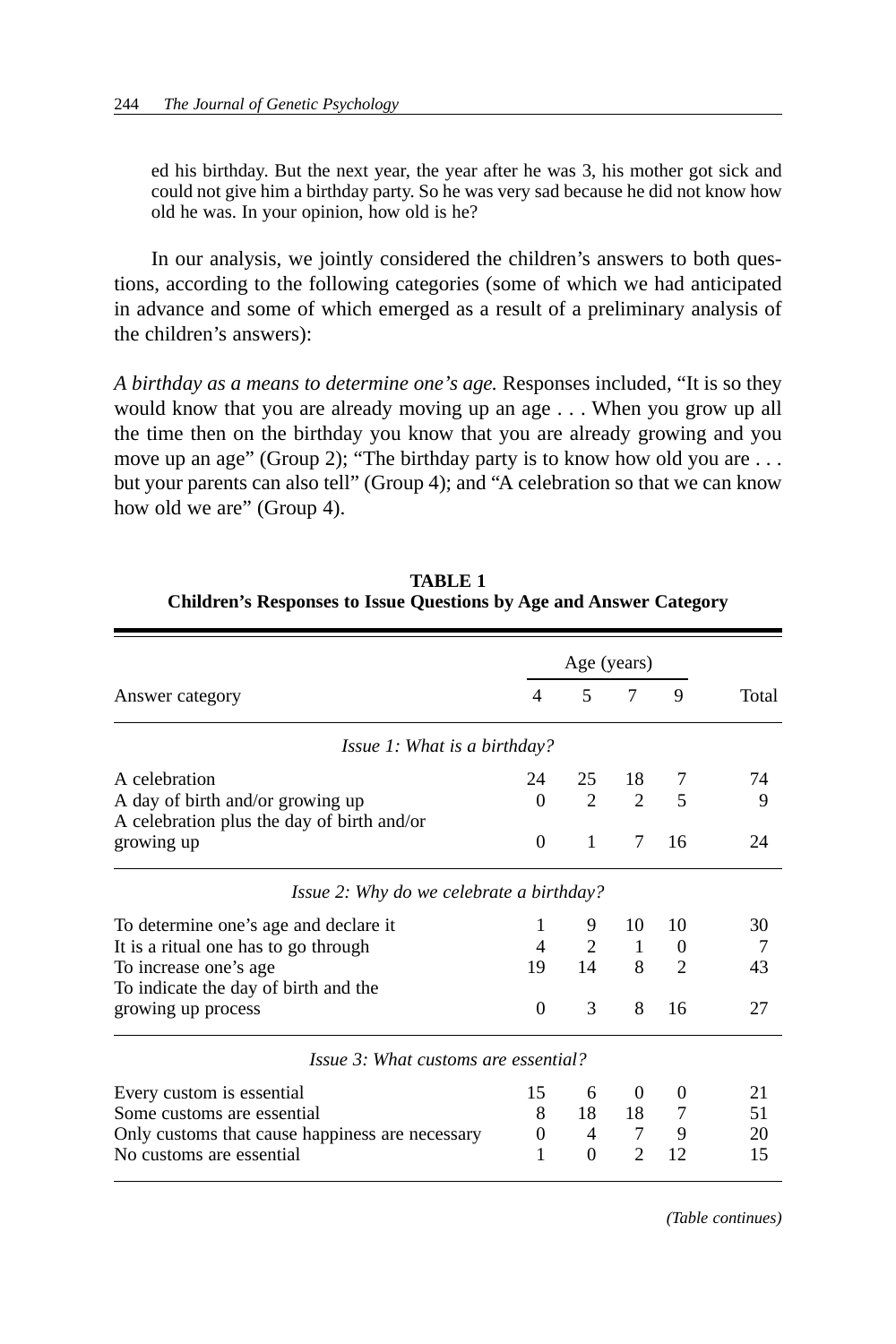ed his birthday. But the next year, the year after he was 3, his mother got sick and could not give him a birthday party. So he was very sad because he did not know how old he was. In your opinion, how old is he?

In our analysis, we jointly considered the children's answers to both questions, according to the following categories (some of which we had anticipated in advance and some of which emerged as a result of a preliminary analysis of the children's answers):

*A birthday as a means to determine one's age.* Responses included, "It is so they would know that you are already moving up an age . . . When you grow up all the time then on the birthday you know that you are already growing and you move up an age" (Group 2); "The birthday party is to know how old you are . . . but your parents can also tell" (Group 4); and "A celebration so that we can know how old we are" (Group 4).

**TABLE 1**
**Children's Responses to Issue Questions by Age and Answer Category**

| Answer category | Age (years) | | | | Total |
|---|---|---|---|---|---|
| | 4 | 5 | 7 | 9 | |
| *Issue 1: What is a birthday?* | | | | | |
| A celebration | 24 | 25 | 18 | 7 | 74 |
| A day of birth and/or growing up | 0 | 2 | 2 | 5 | 9 |
| A celebration plus the day of birth and/or growing up | 0 | 1 | 7 | 16 | 24 |
| *Issue 2: Why do we celebrate a birthday?* | | | | | |
| To determine one's age and declare it | 1 | 9 | 10 | 10 | 30 |
| It is a ritual one has to go through | 4 | 2 | 1 | 0 | 7 |
| To increase one's age | 19 | 14 | 8 | 2 | 43 |
| To indicate the day of birth and the growing up process | 0 | 3 | 8 | 16 | 27 |
| *Issue 3: What customs are essential?* | | | | | |
| Every custom is essential | 15 | 6 | 0 | 0 | 21 |
| Some customs are essential | 8 | 18 | 18 | 7 | 51 |
| Only customs that cause happiness are necessary | 0 | 4 | 7 | 9 | 20 |
| No customs are essential | 1 | 0 | 2 | 12 | 15 |

*(Table continues)*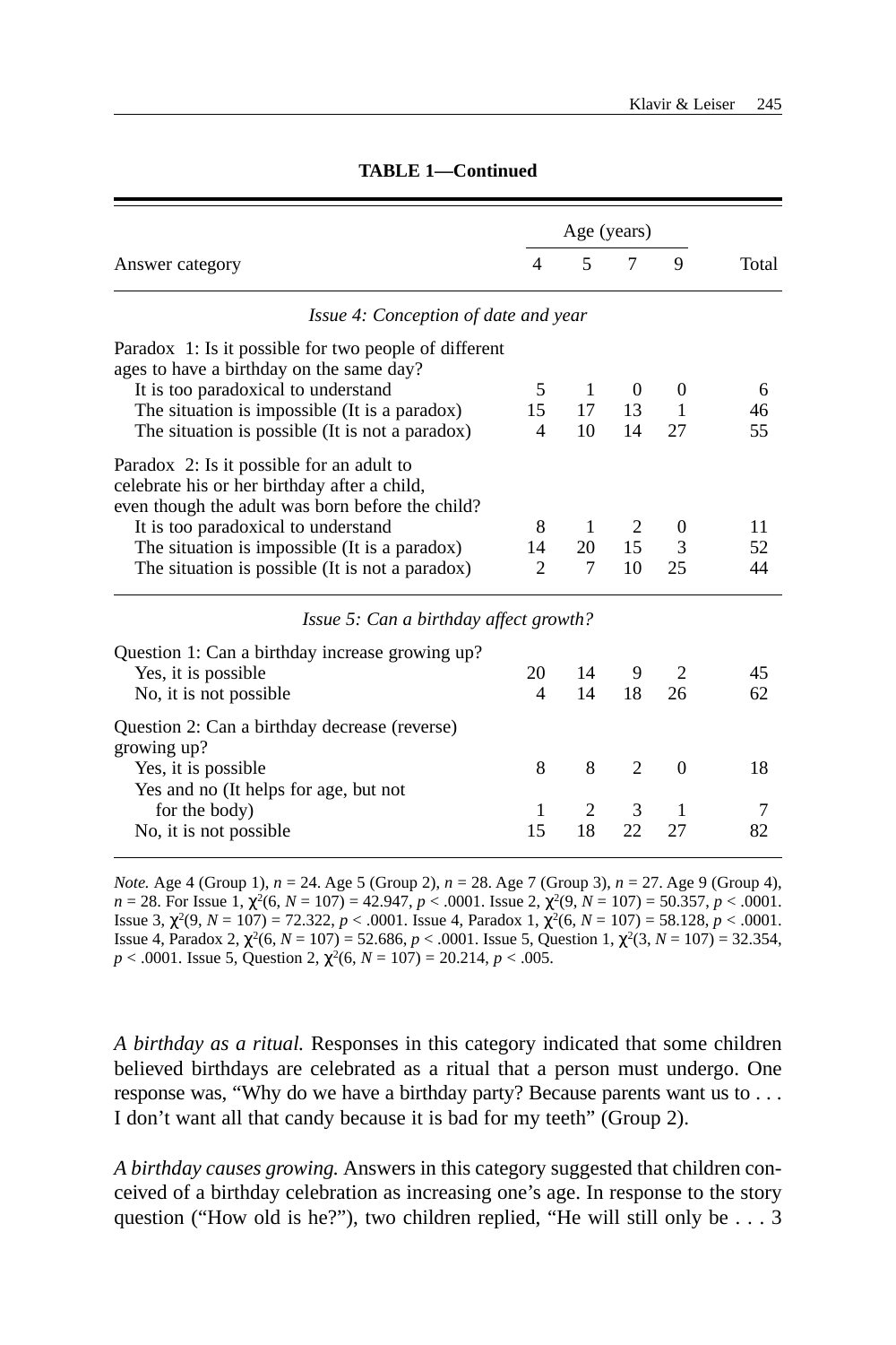**TABLE 1—Continued**

| Answer category | Age (years) 4 | 5 | 7 | 9 | Total |
|---|---|---|---|---|---|
| *Issue 4: Conception of date and year* | | | | | |
| Paradox 1: Is it possible for two people of different ages to have a birthday on the same day? | | | | | |
| It is too paradoxical to understand | 5 | 1 | 0 | 0 | 6 |
| The situation is impossible (It is a paradox) | 15 | 17 | 13 | 1 | 46 |
| The situation is possible (It is not a paradox) | 4 | 10 | 14 | 27 | 55 |
| Paradox 2: Is it possible for an adult to celebrate his or her birthday after a child, even though the adult was born before the child? | | | | | |
| It is too paradoxical to understand | 8 | 1 | 2 | 0 | 11 |
| The situation is impossible (It is a paradox) | 14 | 20 | 15 | 3 | 52 |
| The situation is possible (It is not a paradox) | 2 | 7 | 10 | 25 | 44 |
| *Issue 5: Can a birthday affect growth?* | | | | | |
| Question 1: Can a birthday increase growing up? | | | | | |
| Yes, it is possible | 20 | 14 | 9 | 2 | 45 |
| No, it is not possible | 4 | 14 | 18 | 26 | 62 |
| Question 2: Can a birthday decrease (reverse) growing up? | | | | | |
| Yes, it is possible | 8 | 8 | 2 | 0 | 18 |
| Yes and no (It helps for age, but not for the body) | 1 | 2 | 3 | 1 | 7 |
| No, it is not possible | 15 | 18 | 22 | 27 | 82 |

*Note.* Age 4 (Group 1), $n = 24$. Age 5 (Group 2), $n = 28$. Age 7 (Group 3), $n = 27$. Age 9 (Group 4), $n = 28$. For Issue 1, $\chi^2(6, N = 107) = 42.947$, $p < .0001$. Issue 2, $\chi^2(9, N = 107) = 50.357$, $p < .0001$. Issue 3, $\chi^2(9, N = 107) = 72.322$, $p < .0001$. Issue 4, Paradox 1, $\chi^2(6, N = 107) = 58.128$, $p < .0001$. Issue 4, Paradox 2, $\chi^2(6, N = 107) = 52.686$, $p < .0001$. Issue 5, Question 1, $\chi^2(3, N = 107) = 32.354$, $p < .0001$. Issue 5, Question 2, $\chi^2(6, N = 107) = 20.214$, $p < .005$.

*A birthday as a ritual.* Responses in this category indicated that some children believed birthdays are celebrated as a ritual that a person must undergo. One response was, "Why do we have a birthday party? Because parents want us to . . . I don't want all that candy because it is bad for my teeth" (Group 2).

*A birthday causes growing.* Answers in this category suggested that children conceived of a birthday celebration as increasing one's age. In response to the story question ("How old is he?"), two children replied, "He will still only be . . . 3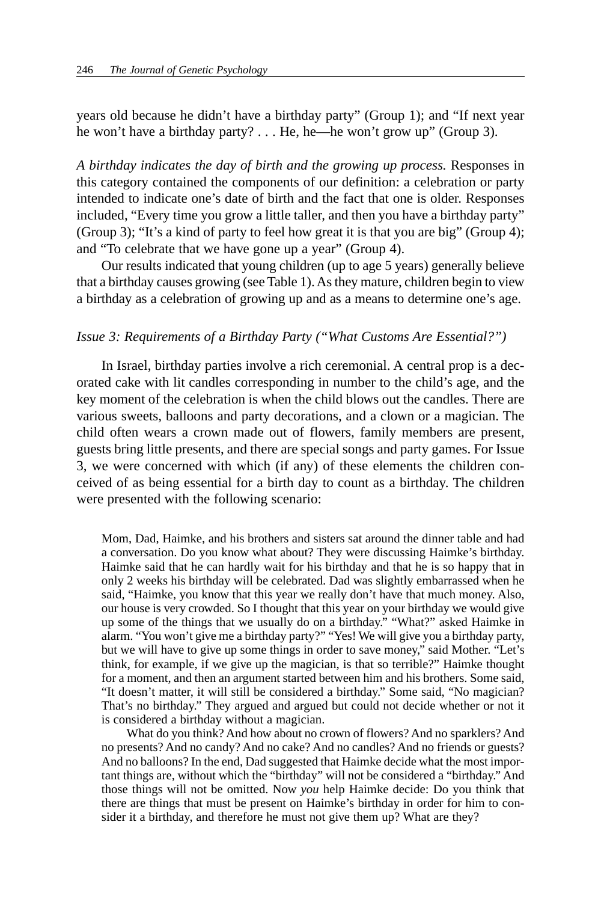years old because he didn't have a birthday party" (Group 1); and "If next year he won't have a birthday party? . . . He, he—he won't grow up" (Group 3).

*A birthday indicates the day of birth and the growing up process.* Responses in this category contained the components of our definition: a celebration or party intended to indicate one's date of birth and the fact that one is older. Responses included, "Every time you grow a little taller, and then you have a birthday party" (Group 3); "It's a kind of party to feel how great it is that you are big" (Group 4); and "To celebrate that we have gone up a year" (Group 4).

Our results indicated that young children (up to age 5 years) generally believe that a birthday causes growing (see Table 1). As they mature, children begin to view a birthday as a celebration of growing up and as a means to determine one's age.

### *Issue 3: Requirements of a Birthday Party ("What Customs Are Essential?")*

In Israel, birthday parties involve a rich ceremonial. A central prop is a decorated cake with lit candles corresponding in number to the child's age, and the key moment of the celebration is when the child blows out the candles. There are various sweets, balloons and party decorations, and a clown or a magician. The child often wears a crown made out of flowers, family members are present, guests bring little presents, and there are special songs and party games. For Issue 3, we were concerned with which (if any) of these elements the children conceived of as being essential for a birth day to count as a birthday. The children were presented with the following scenario:

> Mom, Dad, Haimke, and his brothers and sisters sat around the dinner table and had a conversation. Do you know what about? They were discussing Haimke's birthday. Haimke said that he can hardly wait for his birthday and that he is so happy that in only 2 weeks his birthday will be celebrated. Dad was slightly embarrassed when he said, "Haimke, you know that this year we really don't have that much money. Also, our house is very crowded. So I thought that this year on your birthday we would give up some of the things that we usually do on a birthday." "What?" asked Haimke in alarm. "You won't give me a birthday party?" "Yes! We will give you a birthday party, but we will have to give up some things in order to save money," said Mother. "Let's think, for example, if we give up the magician, is that so terrible?" Haimke thought for a moment, and then an argument started between him and his brothers. Some said, "It doesn't matter, it will still be considered a birthday." Some said, "No magician? That's no birthday." They argued and argued but could not decide whether or not it is considered a birthday without a magician.
>
> What do you think? And how about no crown of flowers? And no sparklers? And no presents? And no candy? And no cake? And no candles? And no friends or guests? And no balloons? In the end, Dad suggested that Haimke decide what the most important things are, without which the "birthday" will not be considered a "birthday." And those things will not be omitted. Now *you* help Haimke decide: Do you think that there are things that must be present on Haimke's birthday in order for him to consider it a birthday, and therefore he must not give them up? What are they?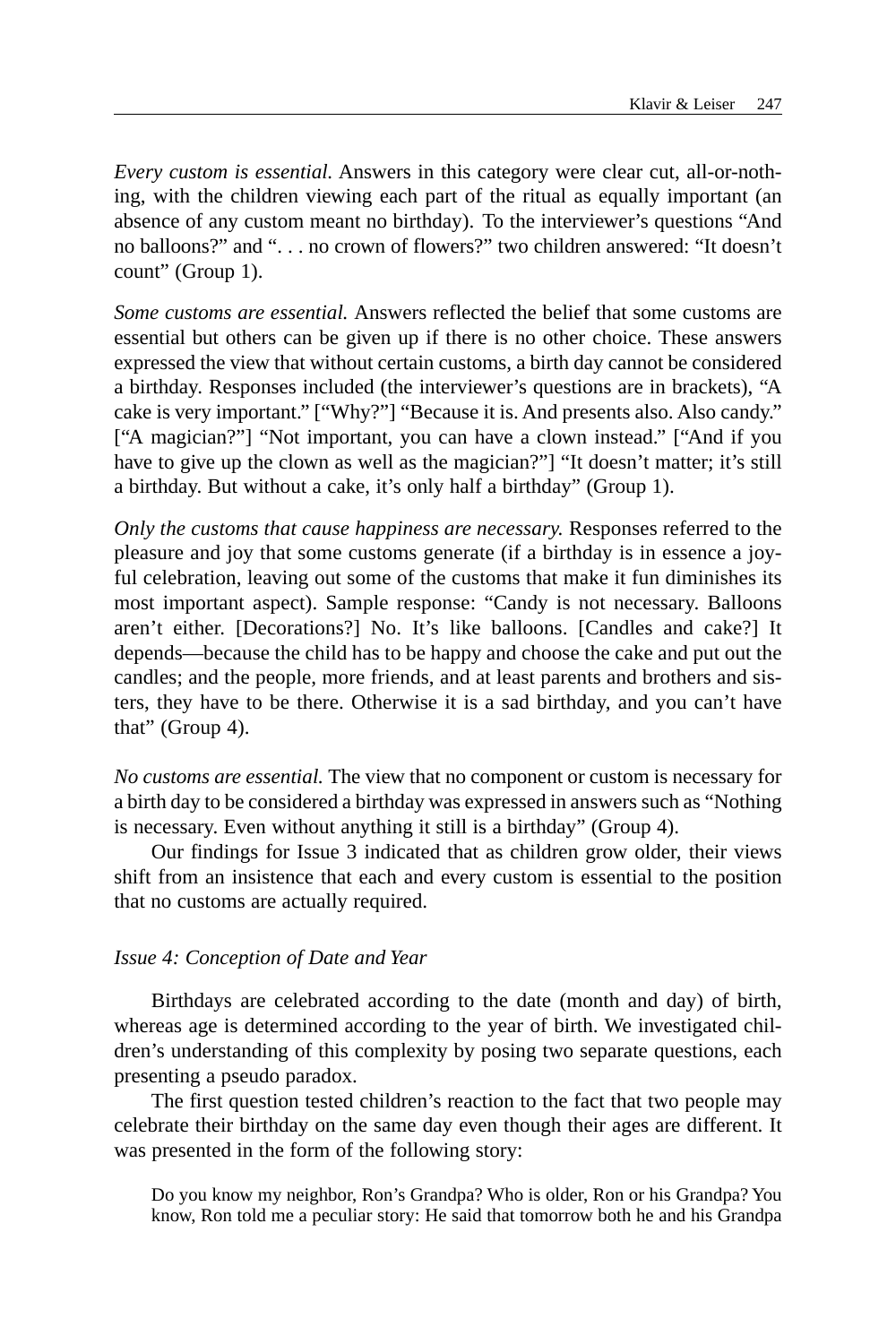*Every custom is essential.* Answers in this category were clear cut, all-or-nothing, with the children viewing each part of the ritual as equally important (an absence of any custom meant no birthday). To the interviewer's questions "And no balloons?" and ". . . no crown of flowers?" two children answered: "It doesn't count" (Group 1).

*Some customs are essential.* Answers reflected the belief that some customs are essential but others can be given up if there is no other choice. These answers expressed the view that without certain customs, a birth day cannot be considered a birthday. Responses included (the interviewer's questions are in brackets), "A cake is very important." ["Why?"] "Because it is. And presents also. Also candy." ["A magician?"] "Not important, you can have a clown instead." ["And if you have to give up the clown as well as the magician?"] "It doesn't matter; it's still a birthday. But without a cake, it's only half a birthday" (Group 1).

*Only the customs that cause happiness are necessary.* Responses referred to the pleasure and joy that some customs generate (if a birthday is in essence a joyful celebration, leaving out some of the customs that make it fun diminishes its most important aspect). Sample response: "Candy is not necessary. Balloons aren't either. [Decorations?] No. It's like balloons. [Candles and cake?] It depends—because the child has to be happy and choose the cake and put out the candles; and the people, more friends, and at least parents and brothers and sisters, they have to be there. Otherwise it is a sad birthday, and you can't have that" (Group 4).

*No customs are essential.* The view that no component or custom is necessary for a birth day to be considered a birthday was expressed in answers such as "Nothing is necessary. Even without anything it still is a birthday" (Group 4).

Our findings for Issue 3 indicated that as children grow older, their views shift from an insistence that each and every custom is essential to the position that no customs are actually required.

### *Issue 4: Conception of Date and Year*

Birthdays are celebrated according to the date (month and day) of birth, whereas age is determined according to the year of birth. We investigated children's understanding of this complexity by posing two separate questions, each presenting a pseudo paradox.

The first question tested children's reaction to the fact that two people may celebrate their birthday on the same day even though their ages are different. It was presented in the form of the following story:

> Do you know my neighbor, Ron's Grandpa? Who is older, Ron or his Grandpa? You know, Ron told me a peculiar story: He said that tomorrow both he and his Grandpa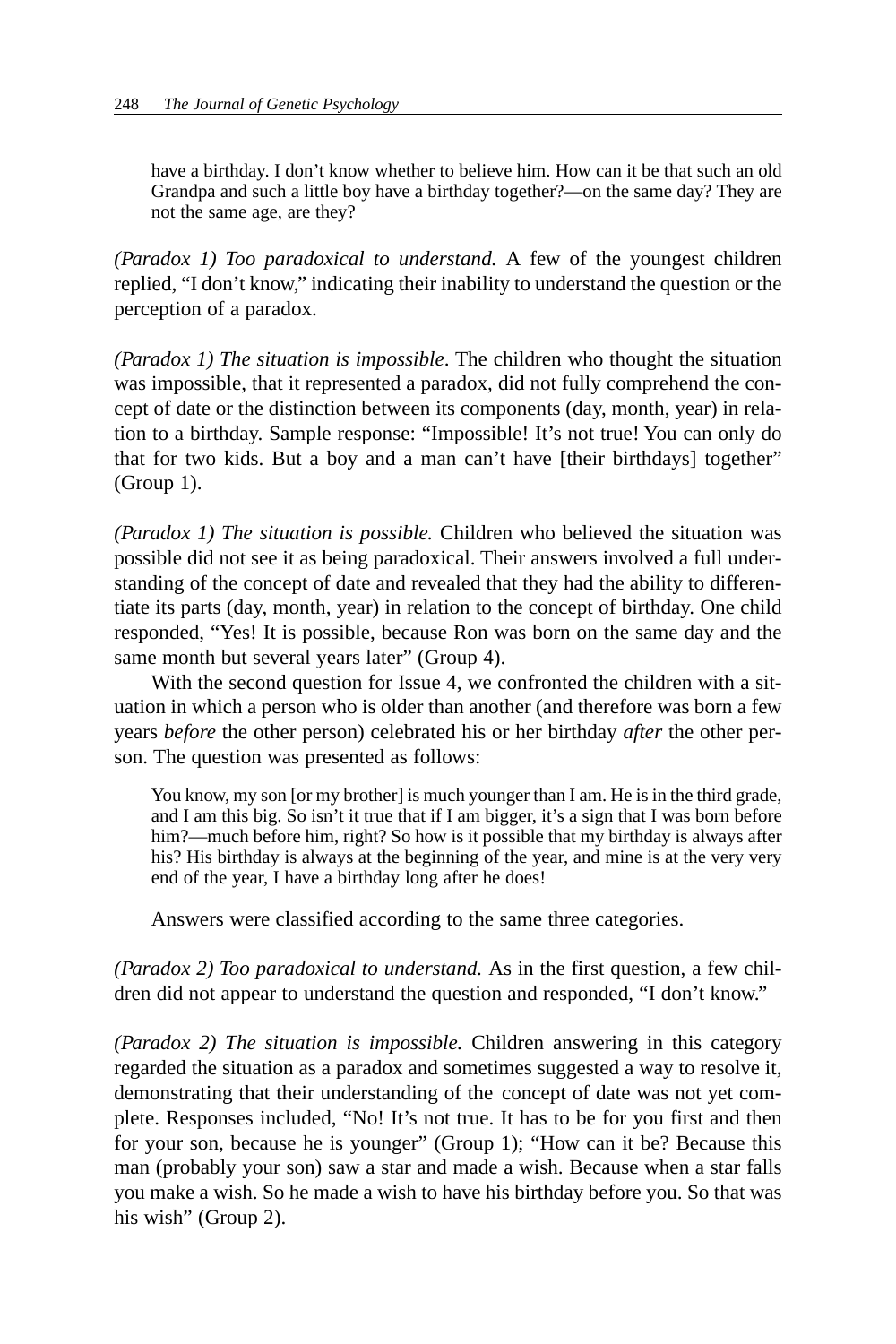> have a birthday. I don't know whether to believe him. How can it be that such an old Grandpa and such a little boy have a birthday together?—on the same day? They are not the same age, are they?

*(Paradox 1) Too paradoxical to understand.* A few of the youngest children replied, "I don't know," indicating their inability to understand the question or the perception of a paradox.

*(Paradox 1) The situation is impossible*. The children who thought the situation was impossible, that it represented a paradox, did not fully comprehend the concept of date or the distinction between its components (day, month, year) in relation to a birthday. Sample response: "Impossible! It's not true! You can only do that for two kids. But a boy and a man can't have [their birthdays] together" (Group 1).

*(Paradox 1) The situation is possible.* Children who believed the situation was possible did not see it as being paradoxical. Their answers involved a full understanding of the concept of date and revealed that they had the ability to differentiate its parts (day, month, year) in relation to the concept of birthday. One child responded, "Yes! It is possible, because Ron was born on the same day and the same month but several years later" (Group 4).

With the second question for Issue 4, we confronted the children with a situation in which a person who is older than another (and therefore was born a few years *before* the other person) celebrated his or her birthday *after* the other person. The question was presented as follows:

> You know, my son [or my brother] is much younger than I am. He is in the third grade, and I am this big. So isn't it true that if I am bigger, it's a sign that I was born before him?—much before him, right? So how is it possible that my birthday is always after his? His birthday is always at the beginning of the year, and mine is at the very very end of the year, I have a birthday long after he does!

Answers were classified according to the same three categories.

*(Paradox 2) Too paradoxical to understand.* As in the first question, a few children did not appear to understand the question and responded, "I don't know."

*(Paradox 2) The situation is impossible.* Children answering in this category regarded the situation as a paradox and sometimes suggested a way to resolve it, demonstrating that their understanding of the concept of date was not yet complete. Responses included, "No! It's not true. It has to be for you first and then for your son, because he is younger" (Group 1); "How can it be? Because this man (probably your son) saw a star and made a wish. Because when a star falls you make a wish. So he made a wish to have his birthday before you. So that was his wish" (Group 2).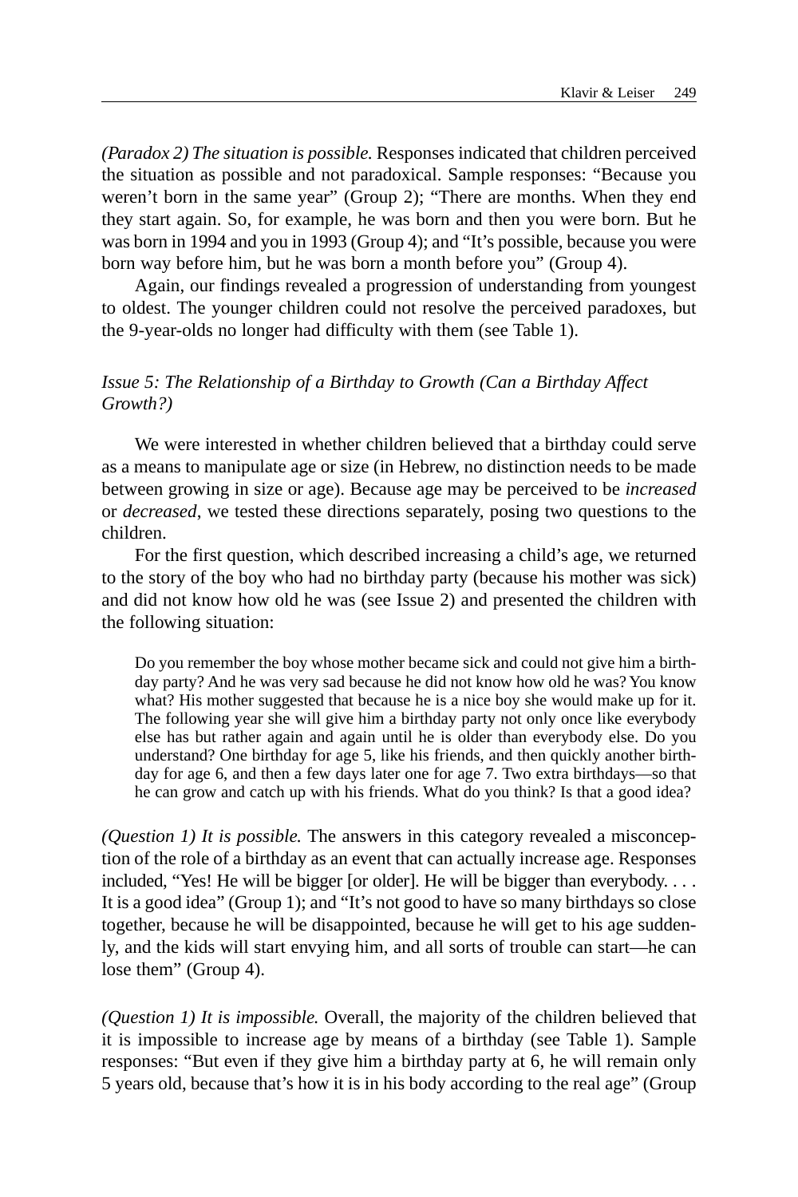*(Paradox 2) The situation is possible.* Responses indicated that children perceived the situation as possible and not paradoxical. Sample responses: "Because you weren't born in the same year" (Group 2); "There are months. When they end they start again. So, for example, he was born and then you were born. But he was born in 1994 and you in 1993 (Group 4); and "It's possible, because you were born way before him, but he was born a month before you" (Group 4).

Again, our findings revealed a progression of understanding from youngest to oldest. The younger children could not resolve the perceived paradoxes, but the 9-year-olds no longer had difficulty with them (see Table 1).

### *Issue 5: The Relationship of a Birthday to Growth (Can a Birthday Affect Growth?)*

We were interested in whether children believed that a birthday could serve as a means to manipulate age or size (in Hebrew, no distinction needs to be made between growing in size or age). Because age may be perceived to be *increased* or *decreased*, we tested these directions separately, posing two questions to the children.

For the first question, which described increasing a child's age, we returned to the story of the boy who had no birthday party (because his mother was sick) and did not know how old he was (see Issue 2) and presented the children with the following situation:

> Do you remember the boy whose mother became sick and could not give him a birthday party? And he was very sad because he did not know how old he was? You know what? His mother suggested that because he is a nice boy she would make up for it. The following year she will give him a birthday party not only once like everybody else has but rather again and again until he is older than everybody else. Do you understand? One birthday for age 5, like his friends, and then quickly another birthday for age 6, and then a few days later one for age 7. Two extra birthdays—so that he can grow and catch up with his friends. What do you think? Is that a good idea?

*(Question 1) It is possible.* The answers in this category revealed a misconception of the role of a birthday as an event that can actually increase age. Responses included, "Yes! He will be bigger [or older]. He will be bigger than everybody. . . . It is a good idea" (Group 1); and "It's not good to have so many birthdays so close together, because he will be disappointed, because he will get to his age suddenly, and the kids will start envying him, and all sorts of trouble can start—he can lose them" (Group 4).

*(Question 1) It is impossible.* Overall, the majority of the children believed that it is impossible to increase age by means of a birthday (see Table 1). Sample responses: "But even if they give him a birthday party at 6, he will remain only 5 years old, because that's how it is in his body according to the real age" (Group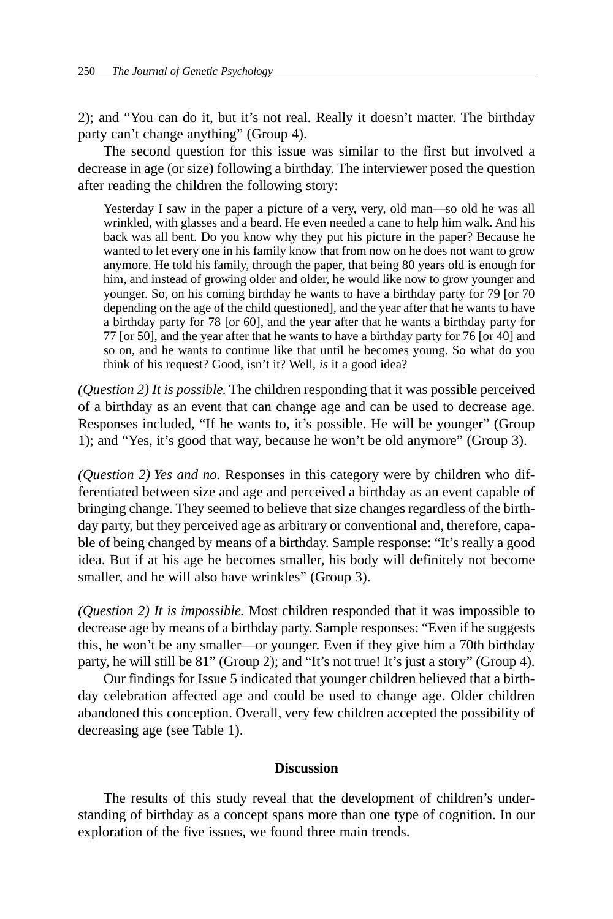2); and "You can do it, but it's not real. Really it doesn't matter. The birthday party can't change anything" (Group 4).

The second question for this issue was similar to the first but involved a decrease in age (or size) following a birthday. The interviewer posed the question after reading the children the following story:

> Yesterday I saw in the paper a picture of a very, very, old man—so old he was all wrinkled, with glasses and a beard. He even needed a cane to help him walk. And his back was all bent. Do you know why they put his picture in the paper? Because he wanted to let every one in his family know that from now on he does not want to grow anymore. He told his family, through the paper, that being 80 years old is enough for him, and instead of growing older and older, he would like now to grow younger and younger. So, on his coming birthday he wants to have a birthday party for 79 [or 70 depending on the age of the child questioned], and the year after that he wants to have a birthday party for 78 [or 60], and the year after that he wants a birthday party for 77 [or 50], and the year after that he wants to have a birthday party for 76 [or 40] and so on, and he wants to continue like that until he becomes young. So what do you think of his request? Good, isn't it? Well, *is* it a good idea?

*(Question 2) It is possible.* The children responding that it was possible perceived of a birthday as an event that can change age and can be used to decrease age. Responses included, "If he wants to, it's possible. He will be younger" (Group 1); and "Yes, it's good that way, because he won't be old anymore" (Group 3).

*(Question 2) Yes and no.* Responses in this category were by children who differentiated between size and age and perceived a birthday as an event capable of bringing change. They seemed to believe that size changes regardless of the birthday party, but they perceived age as arbitrary or conventional and, therefore, capable of being changed by means of a birthday. Sample response: "It's really a good idea. But if at his age he becomes smaller, his body will definitely not become smaller, and he will also have wrinkles" (Group 3).

*(Question 2) It is impossible.* Most children responded that it was impossible to decrease age by means of a birthday party. Sample responses: "Even if he suggests this, he won't be any smaller—or younger. Even if they give him a 70th birthday party, he will still be 81" (Group 2); and "It's not true! It's just a story" (Group 4).

Our findings for Issue 5 indicated that younger children believed that a birthday celebration affected age and could be used to change age. Older children abandoned this conception. Overall, very few children accepted the possibility of decreasing age (see Table 1).

## Discussion

The results of this study reveal that the development of children's understanding of birthday as a concept spans more than one type of cognition. In our exploration of the five issues, we found three main trends.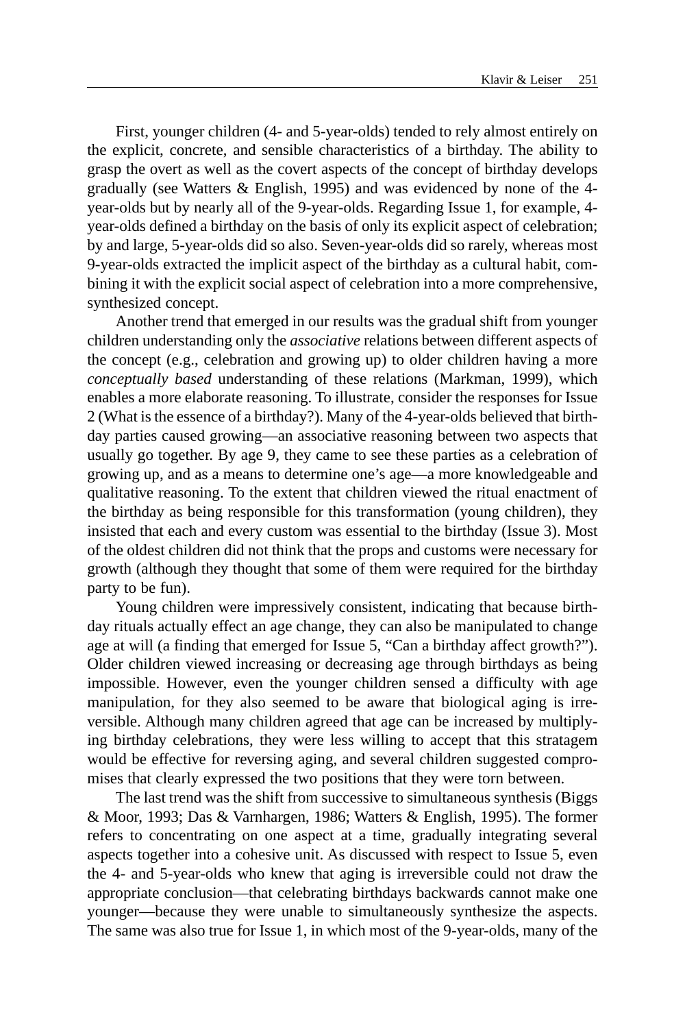First, younger children (4- and 5-year-olds) tended to rely almost entirely on the explicit, concrete, and sensible characteristics of a birthday. The ability to grasp the overt as well as the covert aspects of the concept of birthday develops gradually (see Watters & English, 1995) and was evidenced by none of the 4-year-olds but by nearly all of the 9-year-olds. Regarding Issue 1, for example, 4-year-olds defined a birthday on the basis of only its explicit aspect of celebration; by and large, 5-year-olds did so also. Seven-year-olds did so rarely, whereas most 9-year-olds extracted the implicit aspect of the birthday as a cultural habit, combining it with the explicit social aspect of celebration into a more comprehensive, synthesized concept.

Another trend that emerged in our results was the gradual shift from younger children understanding only the *associative* relations between different aspects of the concept (e.g., celebration and growing up) to older children having a more *conceptually based* understanding of these relations (Markman, 1999), which enables a more elaborate reasoning. To illustrate, consider the responses for Issue 2 (What is the essence of a birthday?). Many of the 4-year-olds believed that birthday parties caused growing—an associative reasoning between two aspects that usually go together. By age 9, they came to see these parties as a celebration of growing up, and as a means to determine one's age—a more knowledgeable and qualitative reasoning. To the extent that children viewed the ritual enactment of the birthday as being responsible for this transformation (young children), they insisted that each and every custom was essential to the birthday (Issue 3). Most of the oldest children did not think that the props and customs were necessary for growth (although they thought that some of them were required for the birthday party to be fun).

Young children were impressively consistent, indicating that because birthday rituals actually effect an age change, they can also be manipulated to change age at will (a finding that emerged for Issue 5, "Can a birthday affect growth?"). Older children viewed increasing or decreasing age through birthdays as being impossible. However, even the younger children sensed a difficulty with age manipulation, for they also seemed to be aware that biological aging is irreversible. Although many children agreed that age can be increased by multiplying birthday celebrations, they were less willing to accept that this stratagem would be effective for reversing aging, and several children suggested compromises that clearly expressed the two positions that they were torn between.

The last trend was the shift from successive to simultaneous synthesis (Biggs & Moor, 1993; Das & Varnhargen, 1986; Watters & English, 1995). The former refers to concentrating on one aspect at a time, gradually integrating several aspects together into a cohesive unit. As discussed with respect to Issue 5, even the 4- and 5-year-olds who knew that aging is irreversible could not draw the appropriate conclusion—that celebrating birthdays backwards cannot make one younger—because they were unable to simultaneously synthesize the aspects. The same was also true for Issue 1, in which most of the 9-year-olds, many of the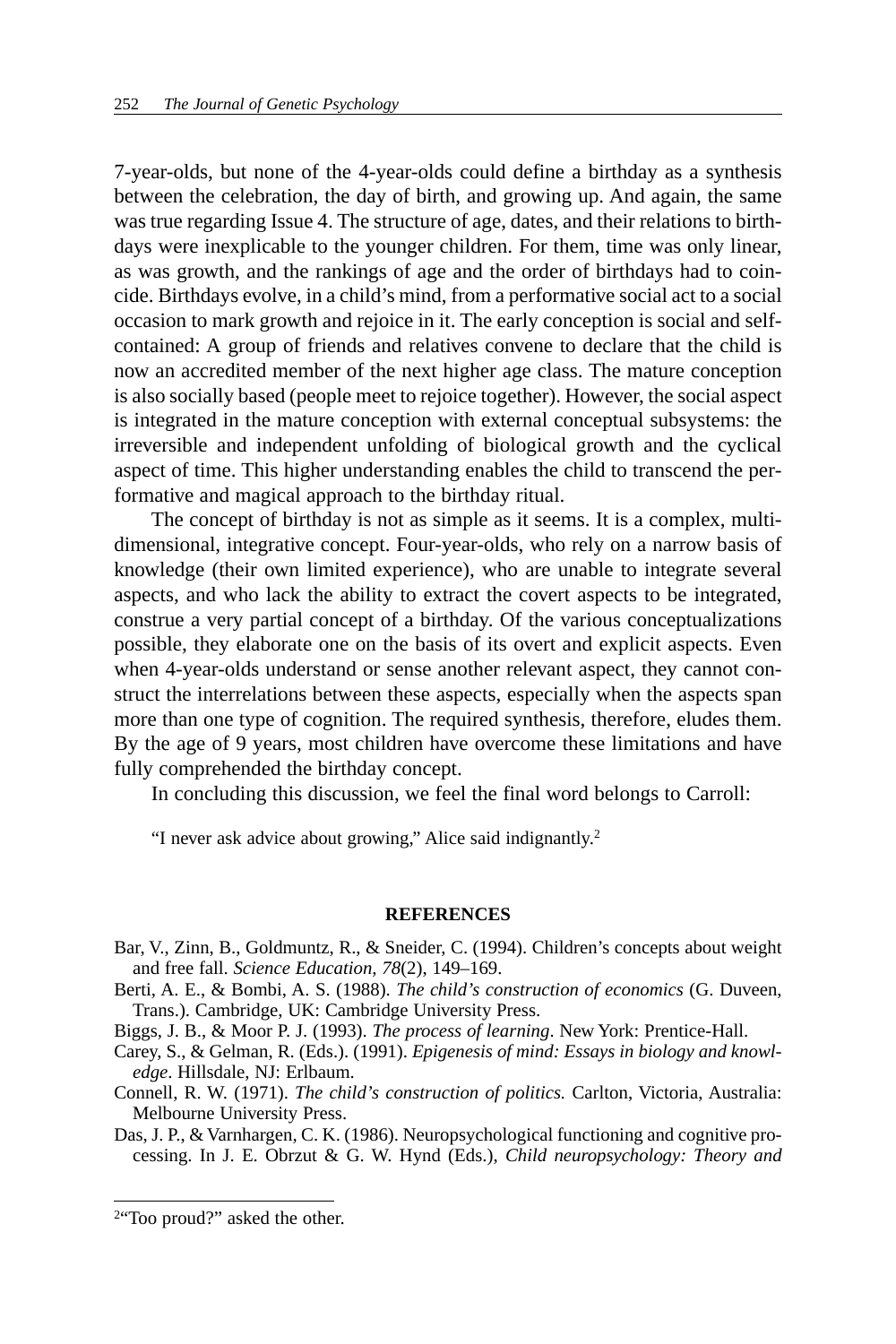7-year-olds, but none of the 4-year-olds could define a birthday as a synthesis between the celebration, the day of birth, and growing up. And again, the same was true regarding Issue 4. The structure of age, dates, and their relations to birthdays were inexplicable to the younger children. For them, time was only linear, as was growth, and the rankings of age and the order of birthdays had to coincide. Birthdays evolve, in a child's mind, from a performative social act to a social occasion to mark growth and rejoice in it. The early conception is social and self-contained: A group of friends and relatives convene to declare that the child is now an accredited member of the next higher age class. The mature conception is also socially based (people meet to rejoice together). However, the social aspect is integrated in the mature conception with external conceptual subsystems: the irreversible and independent unfolding of biological growth and the cyclical aspect of time. This higher understanding enables the child to transcend the performative and magical approach to the birthday ritual.

The concept of birthday is not as simple as it seems. It is a complex, multidimensional, integrative concept. Four-year-olds, who rely on a narrow basis of knowledge (their own limited experience), who are unable to integrate several aspects, and who lack the ability to extract the covert aspects to be integrated, construe a very partial concept of a birthday. Of the various conceptualizations possible, they elaborate one on the basis of its overt and explicit aspects. Even when 4-year-olds understand or sense another relevant aspect, they cannot construct the interrelations between these aspects, especially when the aspects span more than one type of cognition. The required synthesis, therefore, eludes them. By the age of 9 years, most children have overcome these limitations and have fully comprehended the birthday concept.

In concluding this discussion, we feel the final word belongs to Carroll:

> "I never ask advice about growing," Alice said indignantly.[2]

## REFERENCES

Bar, V., Zinn, B., Goldmuntz, R., & Sneider, C. (1994). Children's concepts about weight and free fall. *Science Education, 78*(2), 149–169.

Berti, A. E., & Bombi, A. S. (1988). *The child's construction of economics* (G. Duveen, Trans.). Cambridge, UK: Cambridge University Press.

Biggs, J. B., & Moor P. J. (1993). *The process of learning*. New York: Prentice-Hall.

Carey, S., & Gelman, R. (Eds.). (1991). *Epigenesis of mind: Essays in biology and knowledge*. Hillsdale, NJ: Erlbaum.

Connell, R. W. (1971). *The child's construction of politics.* Carlton, Victoria, Australia: Melbourne University Press.

Das, J. P., & Varnhargen, C. K. (1986). Neuropsychological functioning and cognitive processing. In J. E. Obrzut & G. W. Hynd (Eds.), *Child neuropsychology: Theory and*

[2] "Too proud?" asked the other.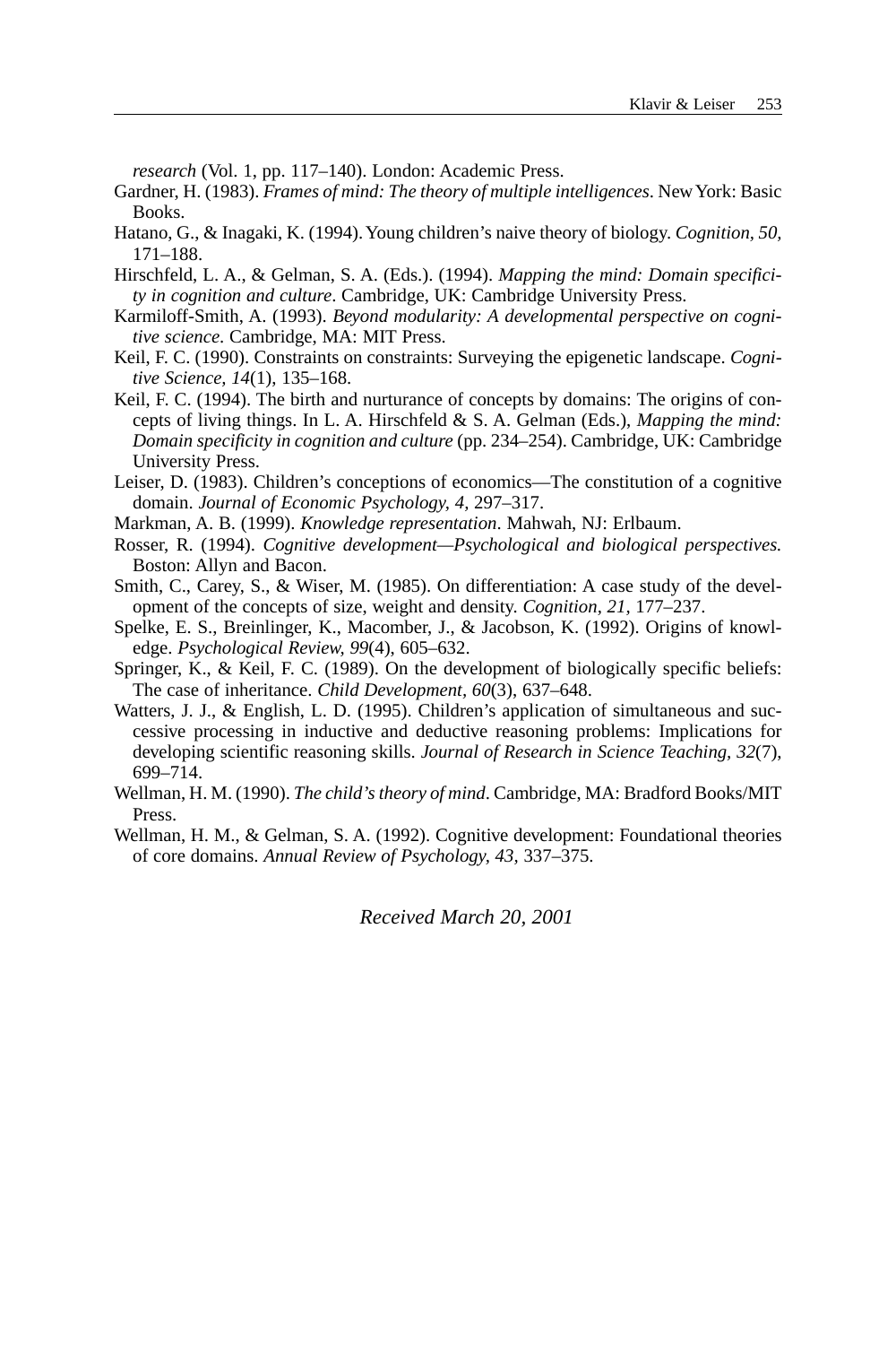*research* (Vol. 1, pp. 117–140). London: Academic Press.

Gardner, H. (1983). *Frames of mind: The theory of multiple intelligences*. New York: Basic Books.

Hatano, G., & Inagaki, K. (1994). Young children's naive theory of biology. *Cognition, 50,* 171–188.

Hirschfeld, L. A., & Gelman, S. A. (Eds.). (1994). *Mapping the mind: Domain specificity in cognition and culture*. Cambridge, UK: Cambridge University Press.

Karmiloff-Smith, A. (1993). *Beyond modularity: A developmental perspective on cognitive science*. Cambridge, MA: MIT Press.

Keil, F. C. (1990). Constraints on constraints: Surveying the epigenetic landscape. *Cognitive Science, 14*(1), 135–168.

Keil, F. C. (1994). The birth and nurturance of concepts by domains: The origins of concepts of living things. In L. A. Hirschfeld & S. A. Gelman (Eds.), *Mapping the mind: Domain specificity in cognition and culture* (pp. 234–254). Cambridge, UK: Cambridge University Press.

Leiser, D. (1983). Children's conceptions of economics—The constitution of a cognitive domain. *Journal of Economic Psychology, 4,* 297–317.

Markman, A. B. (1999). *Knowledge representation*. Mahwah, NJ: Erlbaum.

Rosser, R. (1994). *Cognitive development—Psychological and biological perspectives.* Boston: Allyn and Bacon.

Smith, C., Carey, S., & Wiser, M. (1985). On differentiation: A case study of the development of the concepts of size, weight and density. *Cognition, 21,* 177–237.

Spelke, E. S., Breinlinger, K., Macomber, J., & Jacobson, K. (1992). Origins of knowledge. *Psychological Review, 99*(4), 605–632.

Springer, K., & Keil, F. C. (1989). On the development of biologically specific beliefs: The case of inheritance. *Child Development, 60*(3), 637–648.

Watters, J. J., & English, L. D. (1995). Children's application of simultaneous and successive processing in inductive and deductive reasoning problems: Implications for developing scientific reasoning skills. *Journal of Research in Science Teaching, 32*(7), 699–714.

Wellman, H. M. (1990). *The child's theory of mind*. Cambridge, MA: Bradford Books/MIT Press.

Wellman, H. M., & Gelman, S. A. (1992). Cognitive development: Foundational theories of core domains. *Annual Review of Psychology, 43,* 337–375.

*Received March 20, 2001*